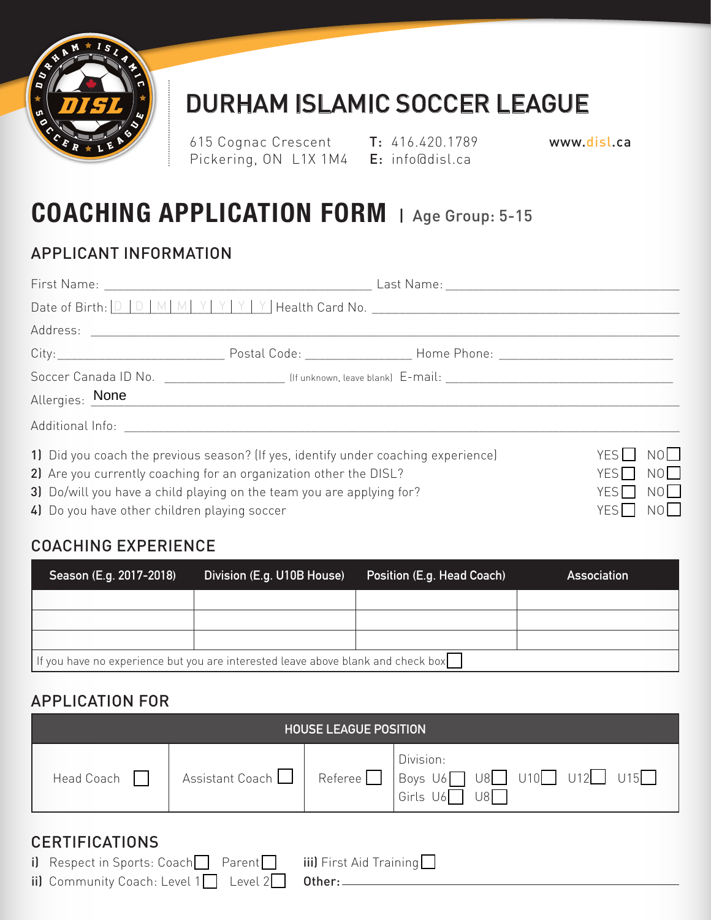# DURHAM ISLAMIC SOCCER LEAGUE

615 Cognac Crescent
Pickering, ON L1X 1M4

**T:** 416.420.1789
**E:** info@disl.ca

www.disl.ca

# COACHING APPLICATION FORM | Age Group: 5-15

## APPLICANT INFORMATION

First Name: ______________________ Last Name: ______________________

Date of Birth: | D | D | M | M | Y | Y | Y | Y | Health Card No. ______________________

Address: ______________________

City: ______________ Postal Code: ______________ Home Phone: ______________

Soccer Canada ID No. ______________ (If unknown, leave blank) E-mail: ______________

Allergies: None

Additional Info: ______________________

**1)** Did you coach the previous season? (If yes, identify under coaching experience) YES ☐ NO ☐

**2)** Are you currently coaching for an organization other the DISL? YES ☐ NO ☐

**3)** Do/will you have a child playing on the team you are applying for? YES ☐ NO ☐

**4)** Do you have other children playing soccer YES ☐ NO ☐

## COACHING EXPERIENCE

| Season (E.g. 2017-2018) | Division (E.g. U10B House) | Position (E.g. Head Coach) | Association |
|---|---|---|---|
| | | | |
| | | | |
| | | | |
| If you have no experience but you are interested leave above blank and check box ☐ | | | |

## APPLICATION FOR

| HOUSE LEAGUE POSITION | | | |
|---|---|---|---|
| Head Coach ☐ | Assistant Coach ☐ | Referee ☐ | Division: Boys U6 ☐ U8 ☐ U10 ☐ U12 ☐ U15 ☐ Girls U6 ☐ U8 ☐ |

## CERTIFICATIONS

**i)** Respect in Sports: Coach ☐ Parent ☐

**ii)** Community Coach: Level 1 ☐ Level 2 ☐

**iii)** First Aid Training ☐

**Other:** ______________________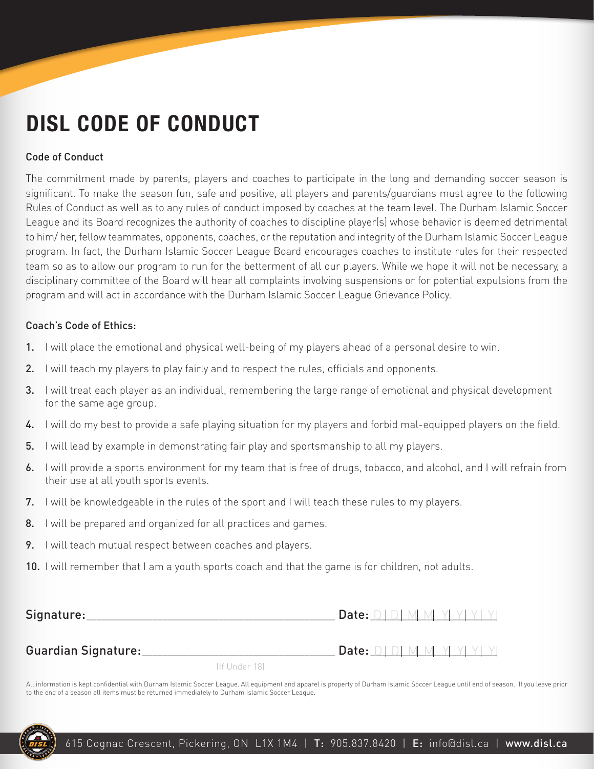# DISL CODE OF CONDUCT

## Code of Conduct

The commitment made by parents, players and coaches to participate in the long and demanding soccer season is significant. To make the season fun, safe and positive, all players and parents/guardians must agree to the following Rules of Conduct as well as to any rules of conduct imposed by coaches at the team level. The Durham Islamic Soccer League and its Board recognizes the authority of coaches to discipline player(s) whose behavior is deemed detrimental to him/ her, fellow teammates, opponents, coaches, or the reputation and integrity of the Durham Islamic Soccer League program. In fact, the Durham Islamic Soccer League Board encourages coaches to institute rules for their respected team so as to allow our program to run for the betterment of all our players. While we hope it will not be necessary, a disciplinary committee of the Board will hear all complaints involving suspensions or for potential expulsions from the program and will act in accordance with the Durham Islamic Soccer League Grievance Policy.

## Coach's Code of Ethics:

1. I will place the emotional and physical well-being of my players ahead of a personal desire to win.
2. I will teach my players to play fairly and to respect the rules, officials and opponents.
3. I will treat each player as an individual, remembering the large range of emotional and physical development for the same age group.
4. I will do my best to provide a safe playing situation for my players and forbid mal-equipped players on the field.
5. I will lead by example in demonstrating fair play and sportsmanship to all my players.
6. I will provide a sports environment for my team that is free of drugs, tobacco, and alcohol, and I will refrain from their use at all youth sports events.
7. I will be knowledgeable in the rules of the sport and I will teach these rules to my players.
8. I will be prepared and organized for all practices and games.
9. I will teach mutual respect between coaches and players.
10. I will remember that I am a youth sports coach and that the game is for children, not adults.

Signature:________________________________________ Date: D D M M Y Y Y Y

Guardian Signature:________________________________ Date: D D M M Y Y Y Y

(If Under 18)

All information is kept confidential with Durham Islamic Soccer League. All equipment and apparel is property of Durham Islamic Soccer League until end of season. If you leave prior to the end of a season all items must be returned immediately to Durham Islamic Soccer League.

615 Cognac Crescent, Pickering, ON L1X 1M4 | T: 905.837.8420 | E: info@disl.ca | www.disl.ca